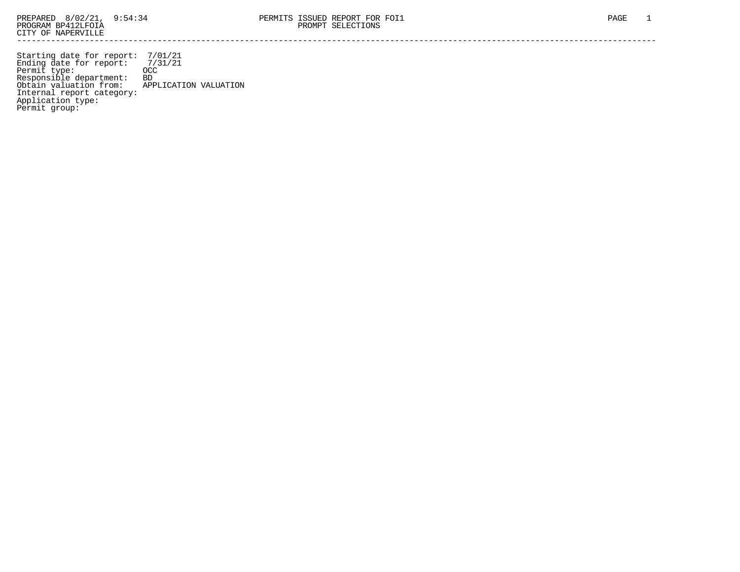PREPARED 8/02/21, 9:54:34 PERMITS ISSUED REPORT FOR FOI1
PROGRAM BP412LFOIA PROMPT SELECTIONS
CITY OF NAPERVILLE

---

```
Starting date for report:  7/01/21
Ending date for report:    7/31/21
Permit type:              OCC
Responsible department:   BD
Obtain valuation from:    APPLICATION VALUATION
Internal report category:
Application type:
Permit group:
```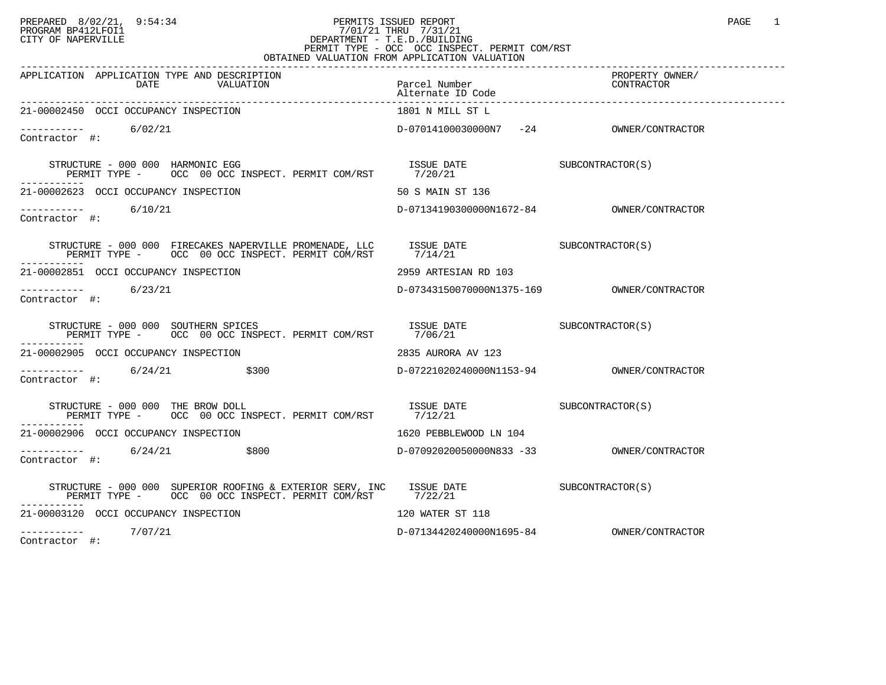PREPARED 8/02/21, 9:54:34
PROGRAM BP412LFOI1
CITY OF NAPERVILLE

PERMITS ISSUED REPORT
7/01/21 THRU 7/31/21
DEPARTMENT - T.E.D./BUILDING
PERMIT TYPE - OCC OCC INSPECT. PERMIT COM/RST
OBTAINED VALUATION FROM APPLICATION VALUATION

| APPLICATION | APPLICATION TYPE AND DESCRIPTION DATE | VALUATION | Parcel Number / Alternate ID Code | PROPERTY OWNER/ CONTRACTOR |
|---|---|---|---|---|
| 21-00002450 | OCCI OCCUPANCY INSPECTION | | 1801 N MILL ST L | |
| ----------- Contractor #: | 6/02/21 | | D-07014100030000N7 -24 | OWNER/CONTRACTOR |
| | STRUCTURE - 000 000 HARMONIC EGG<br>PERMIT TYPE - OCC 00 OCC INSPECT. PERMIT COM/RST | | ISSUE DATE 7/20/21 | SUBCONTRACTOR(S) |
| 21-00002623 | OCCI OCCUPANCY INSPECTION | | 50 S MAIN ST 136 | |
| ----------- Contractor #: | 6/10/21 | | D-07134190300000N1672-84 | OWNER/CONTRACTOR |
| | STRUCTURE - 000 000 FIRECAKES NAPERVILLE PROMENADE, LLC<br>PERMIT TYPE - OCC 00 OCC INSPECT. PERMIT COM/RST | | ISSUE DATE 7/14/21 | SUBCONTRACTOR(S) |
| 21-00002851 | OCCI OCCUPANCY INSPECTION | | 2959 ARTESIAN RD 103 | |
| ----------- Contractor #: | 6/23/21 | | D-07343150070000N1375-169 | OWNER/CONTRACTOR |
| | STRUCTURE - 000 000 SOUTHERN SPICES<br>PERMIT TYPE - OCC 00 OCC INSPECT. PERMIT COM/RST | | ISSUE DATE 7/06/21 | SUBCONTRACTOR(S) |
| 21-00002905 | OCCI OCCUPANCY INSPECTION | | 2835 AURORA AV 123 | |
| ----------- Contractor #: | 6/24/21 | $300 | D-07221020240000N1153-94 | OWNER/CONTRACTOR |
| | STRUCTURE - 000 000 THE BROW DOLL<br>PERMIT TYPE - OCC 00 OCC INSPECT. PERMIT COM/RST | | ISSUE DATE 7/12/21 | SUBCONTRACTOR(S) |
| 21-00002906 | OCCI OCCUPANCY INSPECTION | | 1620 PEBBLEWOOD LN 104 | |
| ----------- Contractor #: | 6/24/21 | $800 | D-07092020050000N833 -33 | OWNER/CONTRACTOR |
| | STRUCTURE - 000 000 SUPERIOR ROOFING & EXTERIOR SERV, INC<br>PERMIT TYPE - OCC 00 OCC INSPECT. PERMIT COM/RST | | ISSUE DATE 7/22/21 | SUBCONTRACTOR(S) |
| 21-00003120 | OCCI OCCUPANCY INSPECTION | | 120 WATER ST 118 | |
| ----------- Contractor #: | 7/07/21 | | D-07134420240000N1695-84 | OWNER/CONTRACTOR |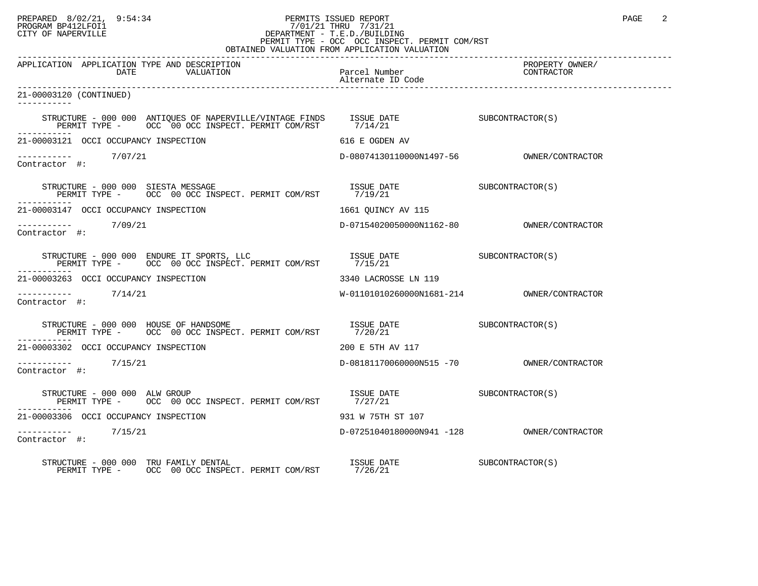PREPARED 8/02/21, 9:54:34 PERMITS ISSUED REPORT
PROGRAM BP412LFOI1 7/01/21 THRU 7/31/21
CITY OF NAPERVILLE DEPARTMENT - T.E.D./BUILDING
PERMIT TYPE - OCC OCC INSPECT. PERMIT COM/RST
OBTAINED VALUATION FROM APPLICATION VALUATION

| APPLICATION | APPLICATION TYPE AND DESCRIPTION / DATE / VALUATION | Parcel Number / Alternate ID Code | PROPERTY OWNER/ CONTRACTOR |
|---|---|---|---|
| 21-00003120 (CONTINUED) | | | |
| | STRUCTURE - 000 000 ANTIQUES OF NAPERVILLE/VINTAGE FINDS / PERMIT TYPE - OCC 00 OCC INSPECT. PERMIT COM/RST | ISSUE DATE 7/14/21 | SUBCONTRACTOR(S) |
| 21-00003121 | OCCI OCCUPANCY INSPECTION | 616 E OGDEN AV | |
| | 7/07/21 | D-08074130110000N1497-56 | OWNER/CONTRACTOR |
| Contractor #: | | | |
| | STRUCTURE - 000 000 SIESTA MESSAGE / PERMIT TYPE - OCC 00 OCC INSPECT. PERMIT COM/RST | ISSUE DATE 7/19/21 | SUBCONTRACTOR(S) |
| 21-00003147 | OCCI OCCUPANCY INSPECTION | 1661 QUINCY AV 115 | |
| | 7/09/21 | D-07154020050000N1162-80 | OWNER/CONTRACTOR |
| Contractor #: | | | |
| | STRUCTURE - 000 000 ENDURE IT SPORTS, LLC / PERMIT TYPE - OCC 00 OCC INSPECT. PERMIT COM/RST | ISSUE DATE 7/15/21 | SUBCONTRACTOR(S) |
| 21-00003263 | OCCI OCCUPANCY INSPECTION | 3340 LACROSSE LN 119 | |
| | 7/14/21 | W-01101010260000N1681-214 | OWNER/CONTRACTOR |
| Contractor #: | | | |
| | STRUCTURE - 000 000 HOUSE OF HANDSOME / PERMIT TYPE - OCC 00 OCC INSPECT. PERMIT COM/RST | ISSUE DATE 7/20/21 | SUBCONTRACTOR(S) |
| 21-00003302 | OCCI OCCUPANCY INSPECTION | 200 E 5TH AV 117 | |
| | 7/15/21 | D-08181170060000N515 -70 | OWNER/CONTRACTOR |
| Contractor #: | | | |
| | STRUCTURE - 000 000 ALW GROUP / PERMIT TYPE - OCC 00 OCC INSPECT. PERMIT COM/RST | ISSUE DATE 7/27/21 | SUBCONTRACTOR(S) |
| 21-00003306 | OCCI OCCUPANCY INSPECTION | 931 W 75TH ST 107 | |
| | 7/15/21 | D-07251040180000N941 -128 | OWNER/CONTRACTOR |
| Contractor #: | | | |
| | STRUCTURE - 000 000 TRU FAMILY DENTAL / PERMIT TYPE - OCC 00 OCC INSPECT. PERMIT COM/RST | ISSUE DATE 7/26/21 | SUBCONTRACTOR(S) |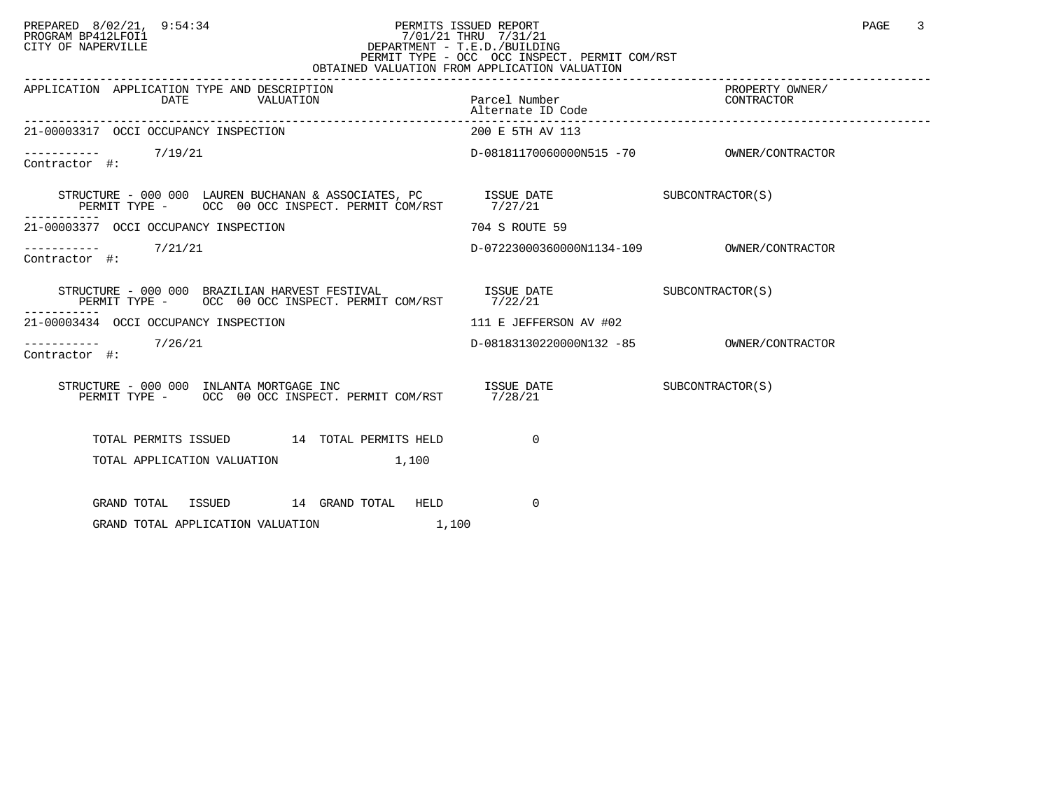PREPARED 8/02/21, 9:54:34 PERMITS ISSUED REPORT
PROGRAM BP412LFOI1 7/01/21 THRU 7/31/21
CITY OF NAPERVILLE DEPARTMENT - T.E.D./BUILDING
PERMIT TYPE - OCC OCC INSPECT. PERMIT COM/RST
OBTAINED VALUATION FROM APPLICATION VALUATION

| APPLICATION | APPLICATION TYPE AND DESCRIPTION DATE VALUATION | Parcel Number Alternate ID Code | PROPERTY OWNER/ CONTRACTOR |
|---|---|---|---|
| 21-00003317 | OCCI OCCUPANCY INSPECTION | 200 E 5TH AV 113 | |
| ----------- | 7/19/21 | D-08181170060000N515 -70 | OWNER/CONTRACTOR |
| Contractor #: | | | |
| | STRUCTURE - 000 000 LAUREN BUCHANAN & ASSOCIATES, PC PERMIT TYPE - OCC 00 OCC INSPECT. PERMIT COM/RST | ISSUE DATE 7/27/21 | SUBCONTRACTOR(S) |
| 21-00003377 | OCCI OCCUPANCY INSPECTION | 704 S ROUTE 59 | |
| ----------- | 7/21/21 | D-07223000360000N1134-109 | OWNER/CONTRACTOR |
| Contractor #: | | | |
| | STRUCTURE - 000 000 BRAZILIAN HARVEST FESTIVAL PERMIT TYPE - OCC 00 OCC INSPECT. PERMIT COM/RST | ISSUE DATE 7/22/21 | SUBCONTRACTOR(S) |
| 21-00003434 | OCCI OCCUPANCY INSPECTION | 111 E JEFFERSON AV #02 | |
| ----------- | 7/26/21 | D-08183130220000N132 -85 | OWNER/CONTRACTOR |
| Contractor #: | | | |
| | STRUCTURE - 000 000 INLANTA MORTGAGE INC PERMIT TYPE - OCC 00 OCC INSPECT. PERMIT COM/RST | ISSUE DATE 7/28/21 | SUBCONTRACTOR(S) |

TOTAL PERMITS ISSUED 14 TOTAL PERMITS HELD 0

TOTAL APPLICATION VALUATION 1,100

GRAND TOTAL ISSUED 14 GRAND TOTAL HELD 0

GRAND TOTAL APPLICATION VALUATION 1,100